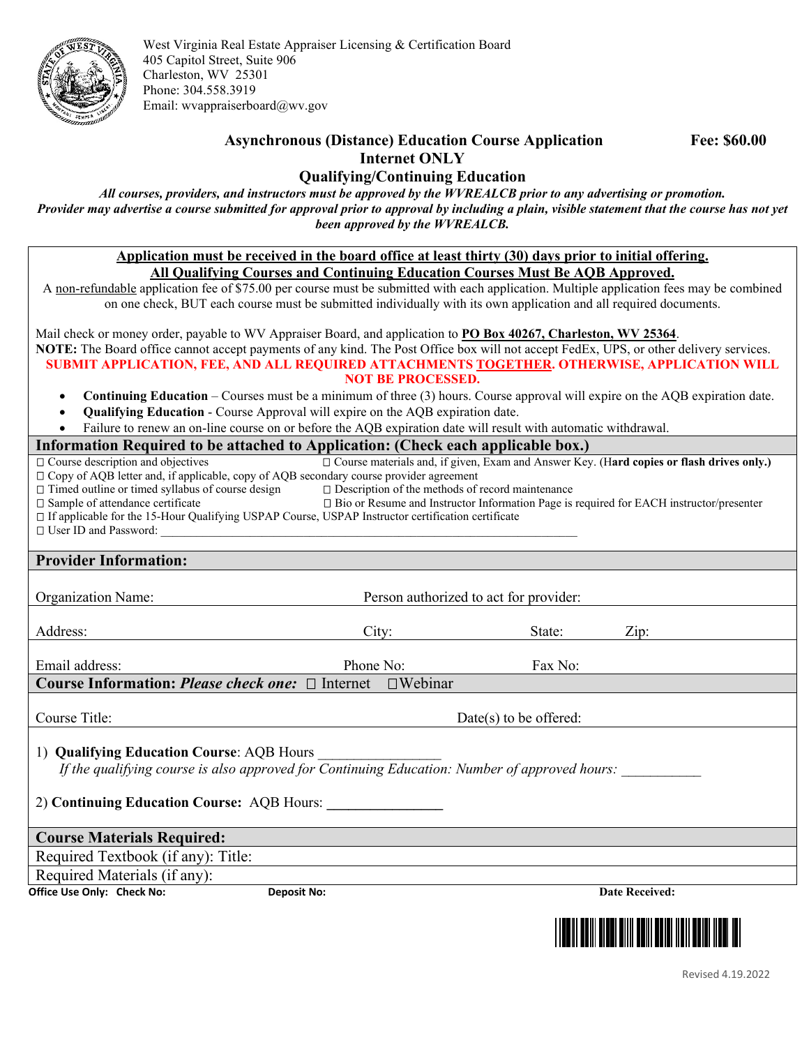West Virginia Real Estate Appraiser Licensing & Certification Board
405 Capitol Street, Suite 906
Charleston, WV 25301
Phone: 304.558.3919
Email: wvappraiserboard@wv.gov

# Asynchronous (Distance) Education Course Application

**Fee: $60.00**

## Internet ONLY

## Qualifying/Continuing Education

***All courses, providers, and instructors must be approved by the WVREALCB prior to any advertising or promotion. Provider may advertise a course submitted for approval prior to approval by including a plain, visible statement that the course has not yet been approved by the WVREALCB.***

**Application must be received in the board office at least thirty (30) days prior to initial offering.**
**All Qualifying Courses and Continuing Education Courses Must Be AQB Approved.**

A non-refundable application fee of $75.00 per course must be submitted with each application. Multiple application fees may be combined on one check, BUT each course must be submitted individually with its own application and all required documents.

Mail check or money order, payable to WV Appraiser Board, and application to **PO Box 40267, Charleston, WV 25364**.

**NOTE:** The Board office cannot accept payments of any kind. The Post Office box will not accept FedEx, UPS, or other delivery services.

**SUBMIT APPLICATION, FEE, AND ALL REQUIRED ATTACHMENTS TOGETHER. OTHERWISE, APPLICATION WILL NOT BE PROCESSED.**

- **Continuing Education** – Courses must be a minimum of three (3) hours. Course approval will expire on the AQB expiration date.
- **Qualifying Education** - Course Approval will expire on the AQB expiration date.
- Failure to renew an on-line course on or before the AQB expiration date will result with automatic withdrawal.

## Information Required to be attached to Application: (Check each applicable box.)

- ☐ Course description and objectives
- ☐ Course materials and, if given, Exam and Answer Key. (H**ard copies or flash drives only.)**
- ☐ Copy of AQB letter and, if applicable, copy of AQB secondary course provider agreement
- ☐ Timed outline or timed syllabus of course design
- ☐ Description of the methods of record maintenance
- ☐ Sample of attendance certificate
- ☐ Bio or Resume and Instructor Information Page is required for EACH instructor/presenter
- ☐ If applicable for the 15-Hour Qualifying USPAP Course, USPAP Instructor certification certificate
- ☐ User ID and Password: ______________________________

## Provider Information:

Organization Name: Person authorized to act for provider:

Address: City: State: Zip:

Email address: Phone No: Fax No:

## Course Information: *Please check one:* ☐ Internet ☐Webinar

Course Title: Date(s) to be offered:

1) **Qualifying Education Course**: AQB Hours ________________
   *If the qualifying course is also approved for Continuing Education: Number of approved hours:* __________

2) **Continuing Education Course:** AQB Hours: ________________

## Course Materials Required:

Required Textbook (if any): Title:

Required Materials (if any):

**Office Use Only: Check No: Deposit No: Date Received:**

Revised 4.19.2022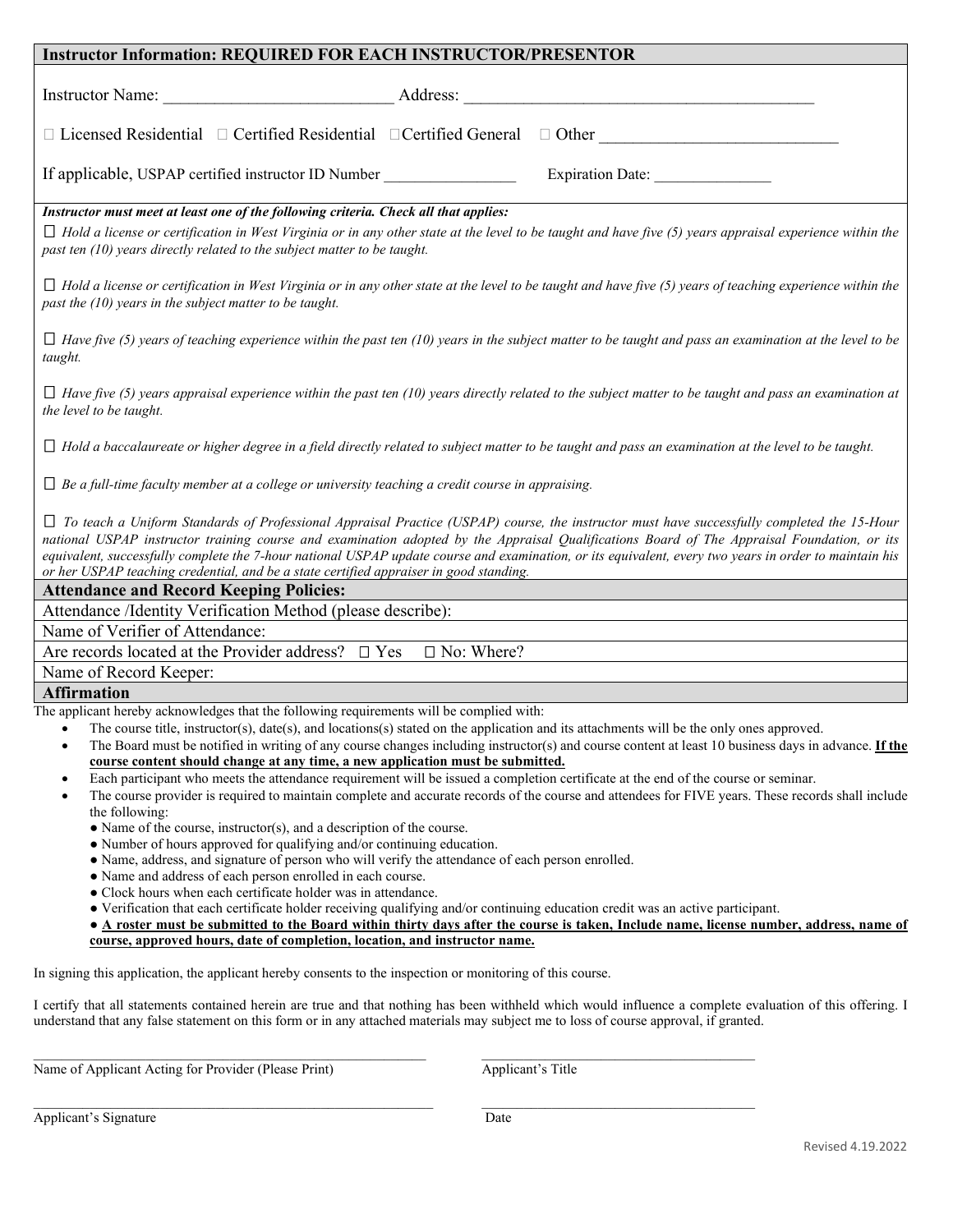## Instructor Information: REQUIRED FOR EACH INSTRUCTOR/PRESENTOR

Instructor Name: ___________________________ Address: ___________________________________________

☐ Licensed Residential ☐ Certified Residential ☐ Certified General ☐ Other ____________________________

If applicable, USPAP certified instructor ID Number ________________ Expiration Date: _______________

***Instructor must meet at least one of the following criteria. Check all that applies:***

☐ *Hold a license or certification in West Virginia or in any other state at the level to be taught and have five (5) years appraisal experience within the past ten (10) years directly related to the subject matter to be taught.*

☐ *Hold a license or certification in West Virginia or in any other state at the level to be taught and have five (5) years of teaching experience within the past the (10) years in the subject matter to be taught.*

☐ *Have five (5) years of teaching experience within the past ten (10) years in the subject matter to be taught and pass an examination at the level to be taught.*

☐ *Have five (5) years appraisal experience within the past ten (10) years directly related to the subject matter to be taught and pass an examination at the level to be taught.*

☐ *Hold a baccalaureate or higher degree in a field directly related to subject matter to be taught and pass an examination at the level to be taught.*

☐ *Be a full-time faculty member at a college or university teaching a credit course in appraising.*

☐ *To teach a Uniform Standards of Professional Appraisal Practice (USPAP) course, the instructor must have successfully completed the 15-Hour national USPAP instructor training course and examination adopted by the Appraisal Qualifications Board of The Appraisal Foundation, or its equivalent, successfully complete the 7-hour national USPAP update course and examination, or its equivalent, every two years in order to maintain his or her USPAP teaching credential, and be a state certified appraiser in good standing.*

## Attendance and Record Keeping Policies:

Attendance /Identity Verification Method (please describe):

Name of Verifier of Attendance:

Are records located at the Provider address? ☐ Yes ☐ No: Where?

Name of Record Keeper:

## Affirmation

The applicant hereby acknowledges that the following requirements will be complied with:

- The course title, instructor(s), date(s), and locations(s) stated on the application and its attachments will be the only ones approved.
- The Board must be notified in writing of any course changes including instructor(s) and course content at least 10 business days in advance. **If the course content should change at any time, a new application must be submitted.**
- Each participant who meets the attendance requirement will be issued a completion certificate at the end of the course or seminar.
- The course provider is required to maintain complete and accurate records of the course and attendees for FIVE years. These records shall include the following:
  - Name of the course, instructor(s), and a description of the course.
  - Number of hours approved for qualifying and/or continuing education.
  - Name, address, and signature of person who will verify the attendance of each person enrolled.
  - Name and address of each person enrolled in each course.
  - Clock hours when each certificate holder was in attendance.
  - Verification that each certificate holder receiving qualifying and/or continuing education credit was an active participant.
  - **A roster must be submitted to the Board within thirty days after the course is taken, Include name, license number, address, name of course, approved hours, date of completion, location, and instructor name.**

In signing this application, the applicant hereby consents to the inspection or monitoring of this course.

I certify that all statements contained herein are true and that nothing has been withheld which would influence a complete evaluation of this offering. I understand that any false statement on this form or in any attached materials may subject me to loss of course approval, if granted.

_______________________________________________ _______________________________________

Name of Applicant Acting for Provider (Please Print) Applicant's Title

_______________________________________________ _______________________________________

Applicant's Signature Date

Revised 4.19.2022